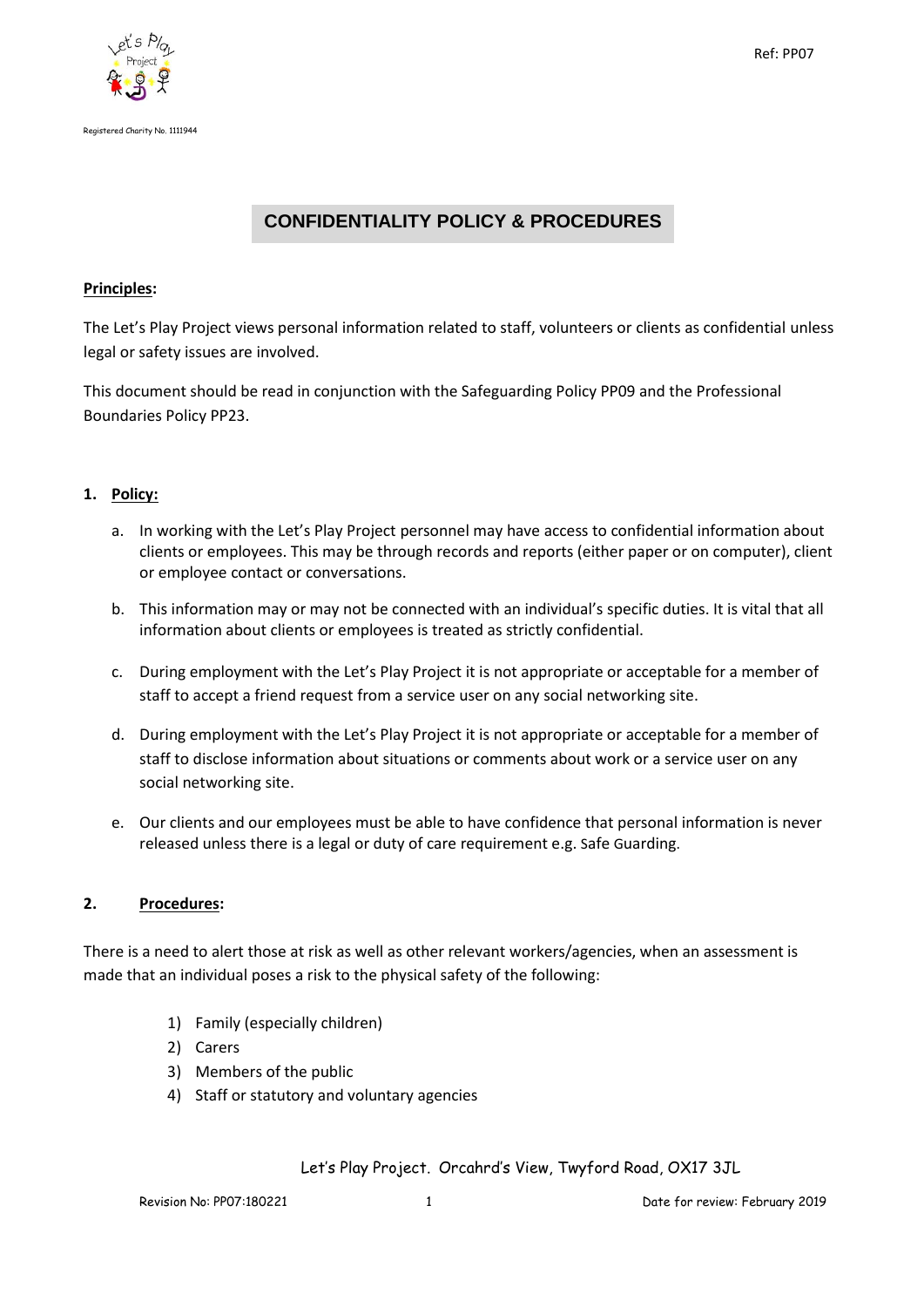Ref: PP07

Registered Charity No. 1111944

# CONFIDENTIALITY POLICY & PROCEDURES

**Principles:**

The Let's Play Project views personal information related to staff, volunteers or clients as confidential unless legal or safety issues are involved.

This document should be read in conjunction with the Safeguarding Policy PP09 and the Professional Boundaries Policy PP23.

## 1. Policy:

a. In working with the Let's Play Project personnel may have access to confidential information about clients or employees. This may be through records and reports (either paper or on computer), client or employee contact or conversations.

b. This information may or may not be connected with an individual's specific duties. It is vital that all information about clients or employees is treated as strictly confidential.

c. During employment with the Let's Play Project it is not appropriate or acceptable for a member of staff to accept a friend request from a service user on any social networking site.

d. During employment with the Let's Play Project it is not appropriate or acceptable for a member of staff to disclose information about situations or comments about work or a service user on any social networking site.

e. Our clients and our employees must be able to have confidence that personal information is never released unless there is a legal or duty of care requirement e.g. Safe Guarding.

## 2. Procedures:

There is a need to alert those at risk as well as other relevant workers/agencies, when an assessment is made that an individual poses a risk to the physical safety of the following:

1) Family (especially children)
2) Carers
3) Members of the public
4) Staff or statutory and voluntary agencies

Let's Play Project. Orcahrd's View, Twyford Road, OX17 3JL

Revision No: PP07:180221 | Date for review: February 2019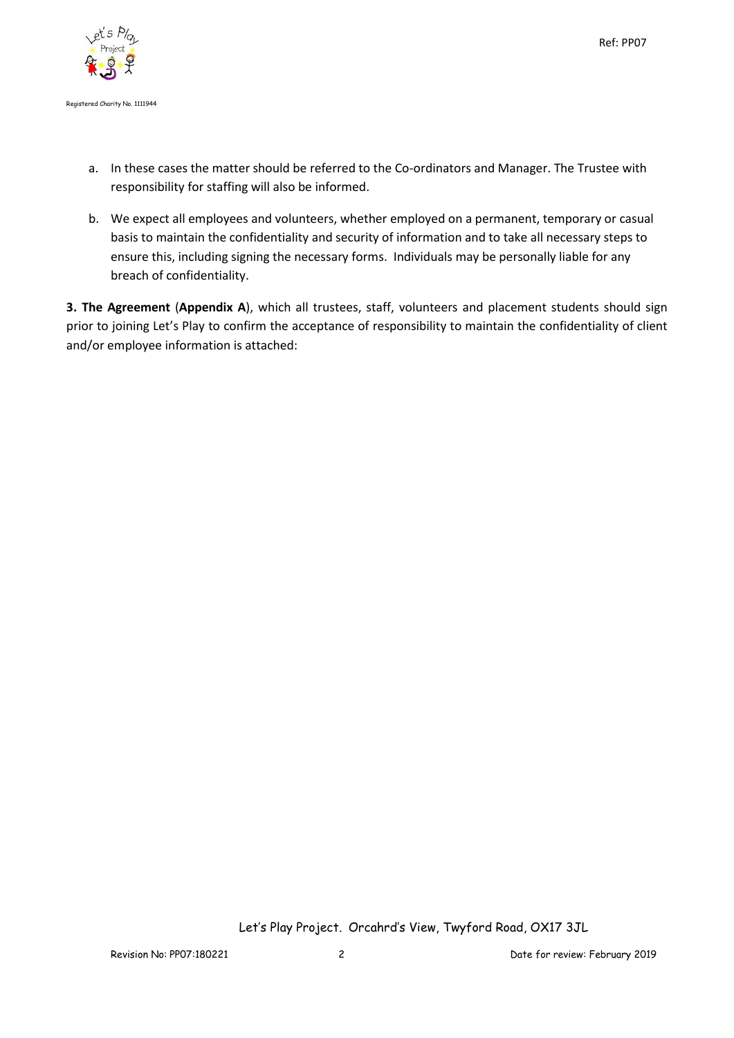a. In these cases the matter should be referred to the Co-ordinators and Manager. The Trustee with responsibility for staffing will also be informed.

b. We expect all employees and volunteers, whether employed on a permanent, temporary or casual basis to maintain the confidentiality and security of information and to take all necessary steps to ensure this, including signing the necessary forms. Individuals may be personally liable for any breach of confidentiality.

**3. The Agreement** (**Appendix A**), which all trustees, staff, volunteers and placement students should sign prior to joining Let's Play to confirm the acceptance of responsibility to maintain the confidentiality of client and/or employee information is attached: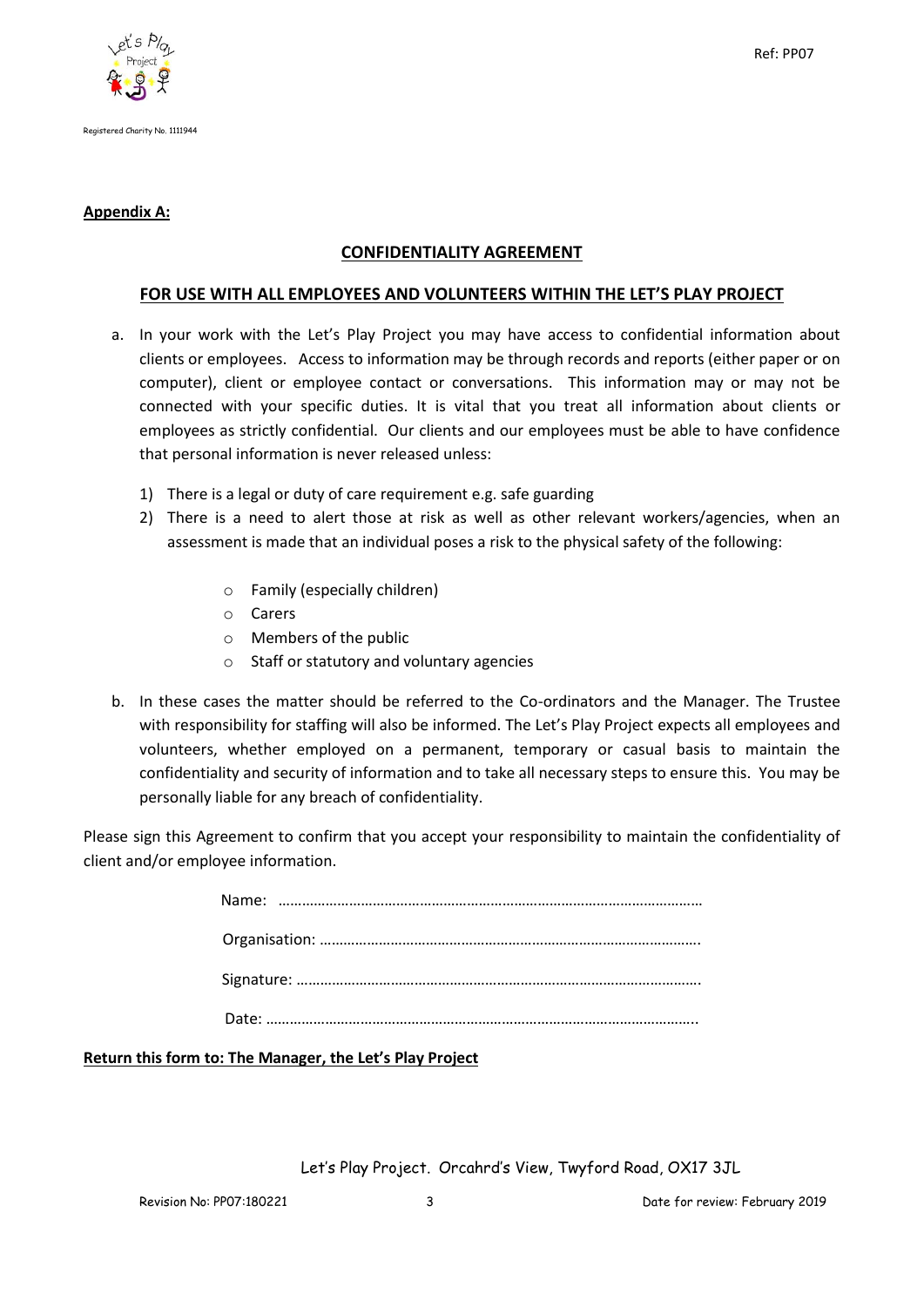Registered Charity No. 1111944

Ref: PP07

**Appendix A:**

## CONFIDENTIALITY AGREEMENT

### FOR USE WITH ALL EMPLOYEES AND VOLUNTEERS WITHIN THE LET'S PLAY PROJECT

a. In your work with the Let's Play Project you may have access to confidential information about clients or employees. Access to information may be through records and reports (either paper or on computer), client or employee contact or conversations. This information may or may not be connected with your specific duties. It is vital that you treat all information about clients or employees as strictly confidential. Our clients and our employees must be able to have confidence that personal information is never released unless:

   1) There is a legal or duty of care requirement e.g. safe guarding
   2) There is a need to alert those at risk as well as other relevant workers/agencies, when an assessment is made that an individual poses a risk to the physical safety of the following:

      - Family (especially children)
      - Carers
      - Members of the public
      - Staff or statutory and voluntary agencies

b. In these cases the matter should be referred to the Co-ordinators and the Manager. The Trustee with responsibility for staffing will also be informed. The Let's Play Project expects all employees and volunteers, whether employed on a permanent, temporary or casual basis to maintain the confidentiality and security of information and to take all necessary steps to ensure this. You may be personally liable for any breach of confidentiality.

Please sign this Agreement to confirm that you accept your responsibility to maintain the confidentiality of client and/or employee information.

Name: ………………………………………………………………………………………………

Organisation: …………………………………………………………………………………….

Signature: ………………………………………………………………………………………….

Date: ………………………………………………………………………………………………..

**Return this form to: The Manager, the Let's Play Project**

Let's Play Project. Orcahrd's View, Twyford Road, OX17 3JL

Revision No: PP07:180221

Date for review: February 2019